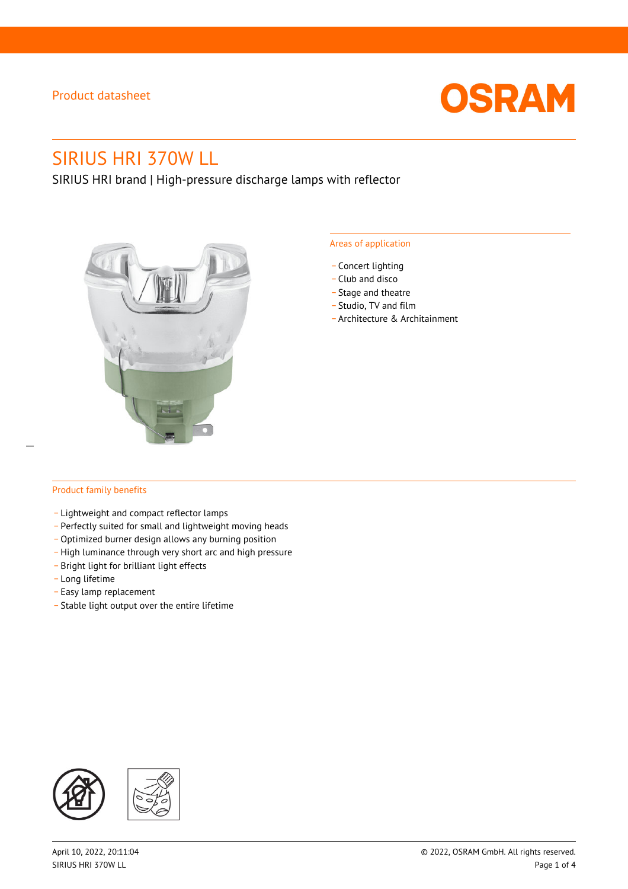Product datasheet

# SIRIUS HRI 370W LL

SIRIUS HRI brand | High-pressure discharge lamps with reflector

## Areas of application

- Concert lighting
- Club and disco
- Stage and theatre
- Studio, TV and film
- Architecture & Architainment

## Product family benefits

- Lightweight and compact reflector lamps
- Perfectly suited for small and lightweight moving heads
- Optimized burner design allows any burning position
- High luminance through very short arc and high pressure
- Bright light for brilliant light effects
- Long lifetime
- Easy lamp replacement
- Stable light output over the entire lifetime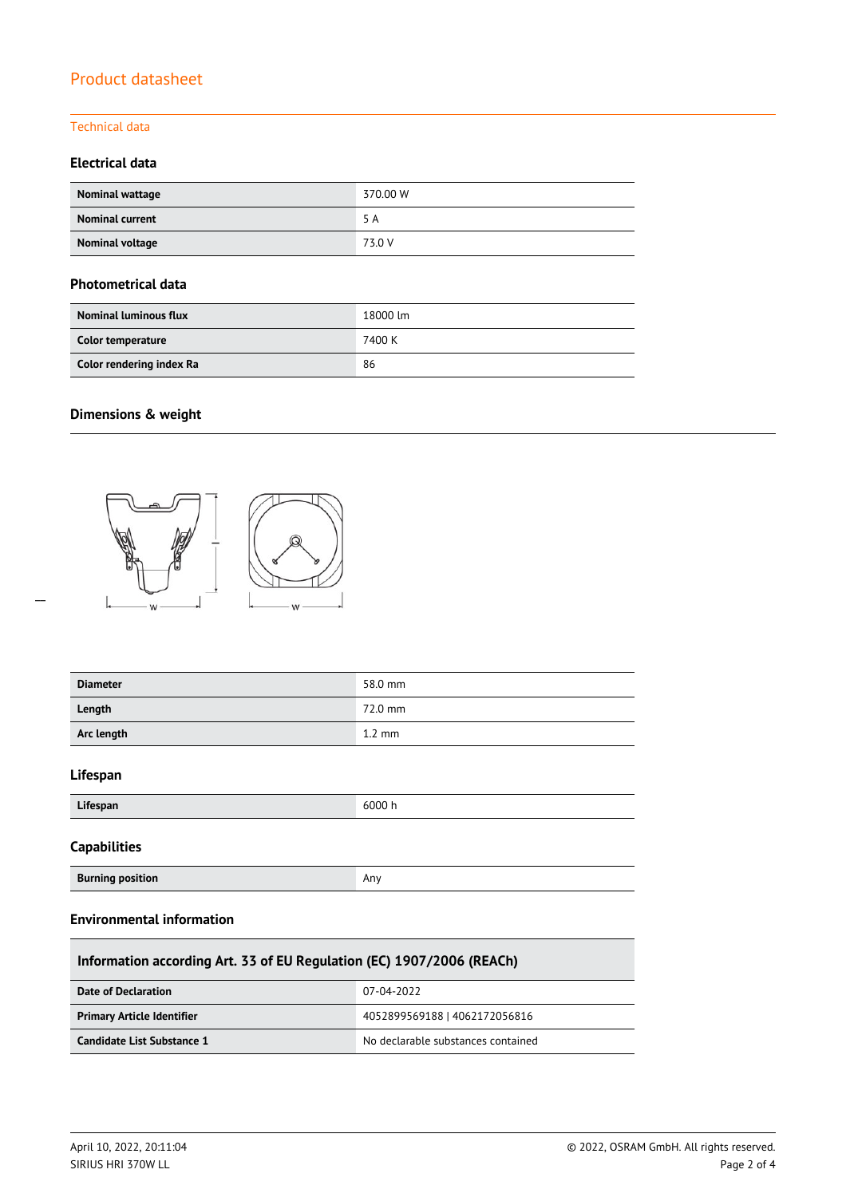## Product datasheet

### Technical data

#### Electrical data

| | |
|---|---|
| **Nominal wattage** | 370.00 W |
| **Nominal current** | 5 A |
| **Nominal voltage** | 73.0 V |

#### Photometrical data

| | |
|---|---|
| **Nominal luminous flux** | 18000 lm |
| **Color temperature** | 7400 K |
| **Color rendering index Ra** | 86 |

#### Dimensions & weight

| | |
|---|---|
| **Diameter** | 58.0 mm |
| **Length** | 72.0 mm |
| **Arc length** | 1.2 mm |

#### Lifespan

| | |
|---|---|
| **Lifespan** | 6000 h |

#### Capabilities

| | |
|---|---|
| **Burning position** | Any |

#### Environmental information

| Information according Art. 33 of EU Regulation (EC) 1907/2006 (REACh) | |
|---|---|
| **Date of Declaration** | 07-04-2022 |
| **Primary Article Identifier** | 4052899569188 \| 4062172056816 |
| **Candidate List Substance 1** | No declarable substances contained |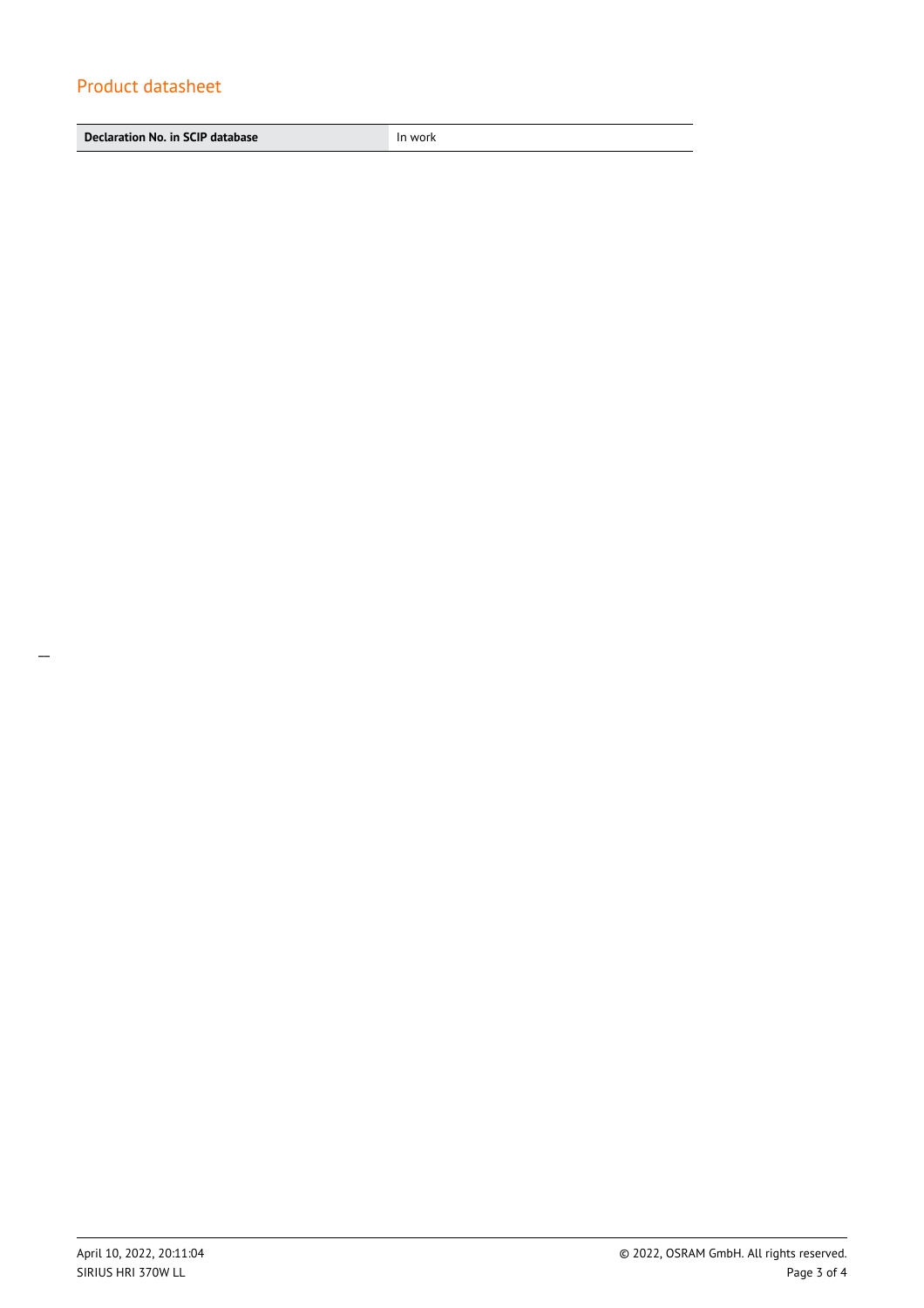## Product datasheet

| Declaration No. in SCIP database | In work |
| --- | --- |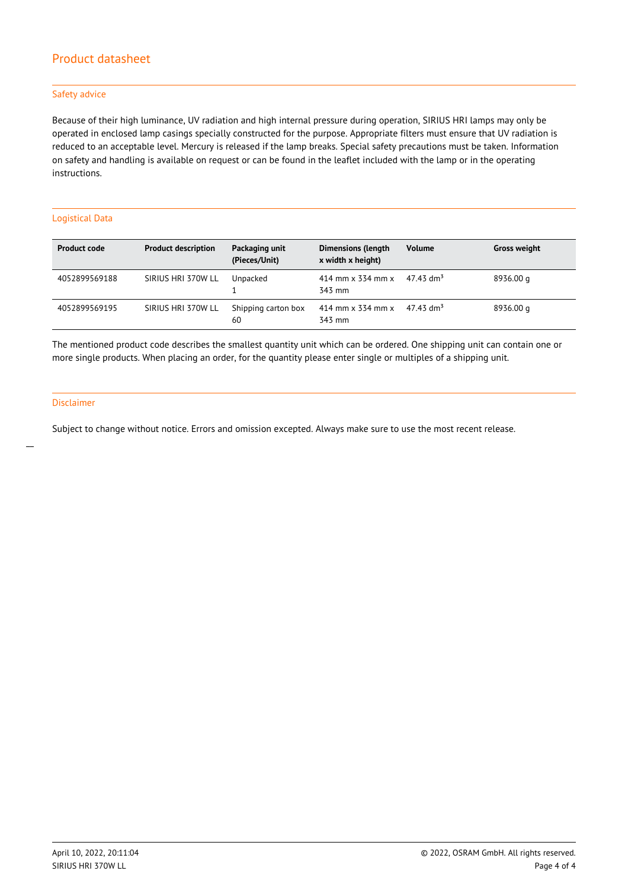# Product datasheet

## Safety advice

Because of their high luminance, UV radiation and high internal pressure during operation, SIRIUS HRI lamps may only be operated in enclosed lamp casings specially constructed for the purpose. Appropriate filters must ensure that UV radiation is reduced to an acceptable level. Mercury is released if the lamp breaks. Special safety precautions must be taken. Information on safety and handling is available on request or can be found in the leaflet included with the lamp or in the operating instructions.

## Logistical Data

| Product code | Product description | Packaging unit (Pieces/Unit) | Dimensions (length x width x height) | Volume | Gross weight |
|---|---|---|---|---|---|
| 4052899569188 | SIRIUS HRI 370W LL | Unpacked 1 | 414 mm x 334 mm x 343 mm | 47.43 $dm^3$ | 8936.00 g |
| 4052899569195 | SIRIUS HRI 370W LL | Shipping carton box 60 | 414 mm x 334 mm x 343 mm | 47.43 $dm^3$ | 8936.00 g |

The mentioned product code describes the smallest quantity unit which can be ordered. One shipping unit can contain one or more single products. When placing an order, for the quantity please enter single or multiples of a shipping unit.

## Disclaimer

Subject to change without notice. Errors and omission excepted. Always make sure to use the most recent release.